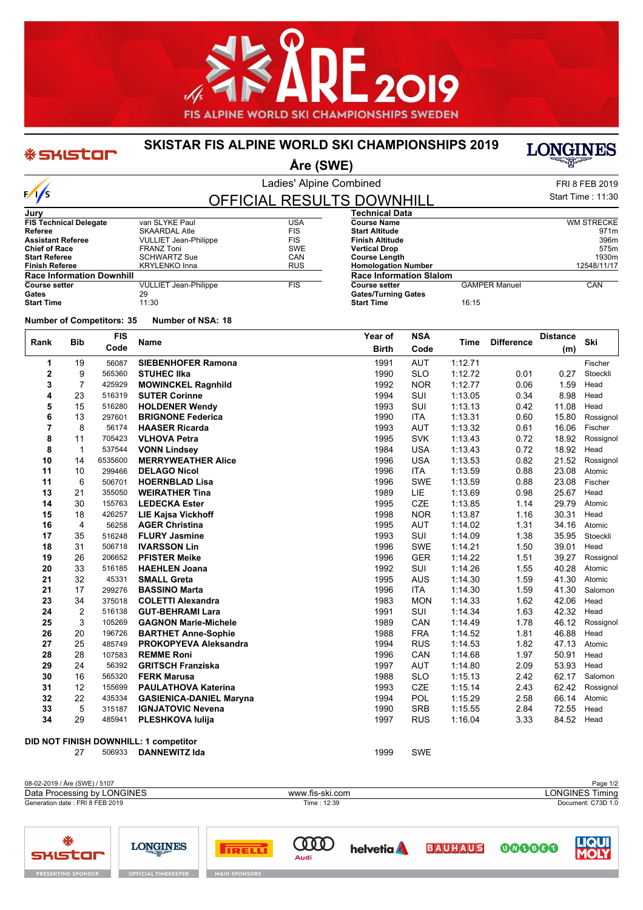# SKISTAR FIS ALPINE WORLD SKI CHAMPIONSHIPS 2019

## Åre (SWE)

Ladies' Alpine Combined

FRI 8 FEB 2019

Start Time : 11:30

## OFFICIAL RESULTS DOWNHILL

| Jury | | |
|---|---|---|
| FIS Technical Delegate | van SLYKE Paul | USA |
| Referee | SKAARDAL Atle | FIS |
| Assistant Referee | VULLIET Jean-Philippe | FIS |
| Chief of Race | FRANZ Toni | SWE |
| Start Referee | SCHWARTZ Sue | CAN |
| Finish Referee | KRYLENKO Inna | RUS |
| **Race Information Downhill** | | |
| Course setter | VULLIET Jean-Philippe | FIS |
| Gates | 29 | |
| Start Time | 11:30 | |

| Technical Data | | |
|---|---|---|
| Course Name | | WM STRECKE |
| Start Altitude | | 971m |
| Finish Altitude | | 396m |
| Vertical Drop | | 575m |
| Course Length | | 1930m |
| Homologation Number | | 12548/11/17 |
| **Race Information Slalom** | | |
| Course setter | GAMPER Manuel | CAN |
| Gates/Turning Gates | | |
| Start Time | 16:15 | |

**Number of Competitors: 35 Number of NSA: 18**

| Rank | Bib | FIS Code | Name | Year of Birth | NSA Code | Time | Difference | Distance (m) | Ski |
|---|---|---|---|---|---|---|---|---|---|
| 1 | 19 | 56087 | **SIEBENHOFER Ramona** | 1991 | AUT | 1:12.71 | | | Fischer |
| 2 | 9 | 565360 | **STUHEC Ilka** | 1990 | SLO | 1:12.72 | 0.01 | 0.27 | Stoeckli |
| 3 | 7 | 425929 | **MOWINCKEL Ragnhild** | 1992 | NOR | 1:12.77 | 0.06 | 1.59 | Head |
| 4 | 23 | 516319 | **SUTER Corinne** | 1994 | SUI | 1:13.05 | 0.34 | 8.98 | Head |
| 5 | 15 | 516280 | **HOLDENER Wendy** | 1993 | SUI | 1:13.13 | 0.42 | 11.08 | Head |
| 6 | 13 | 297601 | **BRIGNONE Federica** | 1990 | ITA | 1:13.31 | 0.60 | 15.80 | Rossignol |
| 7 | 8 | 56174 | **HAASER Ricarda** | 1993 | AUT | 1:13.32 | 0.61 | 16.06 | Fischer |
| 8 | 11 | 705423 | **VLHOVA Petra** | 1995 | SVK | 1:13.43 | 0.72 | 18.92 | Rossignol |
| 8 | 1 | 537544 | **VONN Lindsey** | 1984 | USA | 1:13.43 | 0.72 | 18.92 | Head |
| 10 | 14 | 6535600 | **MERRYWEATHER Alice** | 1996 | USA | 1:13.53 | 0.82 | 21.52 | Rossignol |
| 11 | 10 | 299466 | **DELAGO Nicol** | 1996 | ITA | 1:13.59 | 0.88 | 23.08 | Atomic |
| 11 | 6 | 506701 | **HOERNBLAD Lisa** | 1996 | SWE | 1:13.59 | 0.88 | 23.08 | Fischer |
| 13 | 21 | 355050 | **WEIRATHER Tina** | 1989 | LIE | 1:13.69 | 0.98 | 25.67 | Head |
| 14 | 30 | 155763 | **LEDECKA Ester** | 1995 | CZE | 1:13.85 | 1.14 | 29.79 | Atomic |
| 15 | 18 | 426257 | **LIE Kajsa Vickhoff** | 1998 | NOR | 1:13.87 | 1.16 | 30.31 | Head |
| 16 | 4 | 56258 | **AGER Christina** | 1995 | AUT | 1:14.02 | 1.31 | 34.16 | Atomic |
| 17 | 35 | 516248 | **FLURY Jasmine** | 1993 | SUI | 1:14.09 | 1.38 | 35.95 | Stoeckli |
| 18 | 31 | 506718 | **IVARSSON Lin** | 1996 | SWE | 1:14.21 | 1.50 | 39.01 | Head |
| 19 | 26 | 206652 | **PFISTER Meike** | 1996 | GER | 1:14.22 | 1.51 | 39.27 | Rossignol |
| 20 | 33 | 516185 | **HAEHLEN Joana** | 1992 | SUI | 1:14.26 | 1.55 | 40.28 | Atomic |
| 21 | 32 | 45331 | **SMALL Greta** | 1995 | AUS | 1:14.30 | 1.59 | 41.30 | Atomic |
| 21 | 17 | 299276 | **BASSINO Marta** | 1996 | ITA | 1:14.30 | 1.59 | 41.30 | Salomon |
| 23 | 34 | 375018 | **COLETTI Alexandra** | 1983 | MON | 1:14.33 | 1.62 | 42.06 | Head |
| 24 | 2 | 516138 | **GUT-BEHRAMI Lara** | 1991 | SUI | 1:14.34 | 1.63 | 42.32 | Head |
| 25 | 3 | 105269 | **GAGNON Marie-Michele** | 1989 | CAN | 1:14.49 | 1.78 | 46.12 | Rossignol |
| 26 | 20 | 196726 | **BARTHET Anne-Sophie** | 1988 | FRA | 1:14.52 | 1.81 | 46.88 | Head |
| 27 | 25 | 485749 | **PROKOPYEVA Aleksandra** | 1994 | RUS | 1:14.53 | 1.82 | 47.13 | Atomic |
| 28 | 28 | 107583 | **REMME Roni** | 1996 | CAN | 1:14.68 | 1.97 | 50.91 | Head |
| 29 | 24 | 56392 | **GRITSCH Franziska** | 1997 | AUT | 1:14.80 | 2.09 | 53.93 | Head |
| 30 | 16 | 565320 | **FERK Marusa** | 1988 | SLO | 1:15.13 | 2.42 | 62.17 | Salomon |
| 31 | 12 | 155699 | **PAULATHOVA Katerina** | 1993 | CZE | 1:15.14 | 2.43 | 62.42 | Rossignol |
| 32 | 22 | 435334 | **GASIENICA-DANIEL Maryna** | 1994 | POL | 1:15.29 | 2.58 | 66.14 | Atomic |
| 33 | 5 | 315187 | **IGNJATOVIC Nevena** | 1990 | SRB | 1:15.55 | 2.84 | 72.55 | Head |
| 34 | 29 | 485941 | **PLESHKOVA Iulija** | 1997 | RUS | 1:16.04 | 3.33 | 84.52 | Head |

**DID NOT FINISH DOWNHILL: 1 competitor**

| Rank | Bib | FIS Code | Name | Year of Birth | NSA Code |
|---|---|---|---|---|---|
| | 27 | 506933 | **DANNEWITZ Ida** | 1999 | SWE |

08-02-2019 / Åre (SWE) / 5107

Data Processing by LONGINES — www.fis-ski.com — LONGINES Timing

Generation date : FRI 8 FEB 2019 — Time : 12:39 — Document: C73D 1.0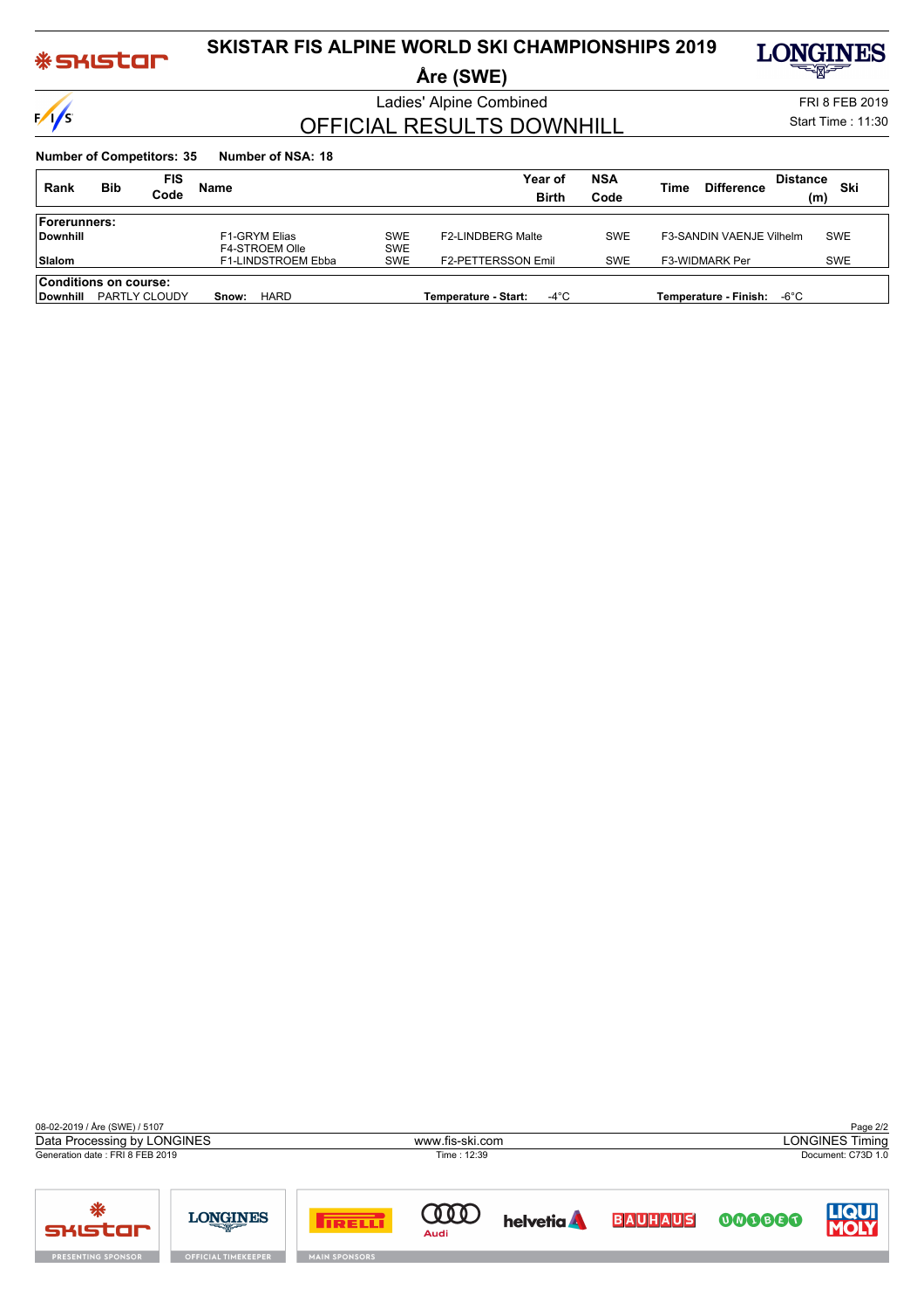# SKISTAR FIS ALPINE WORLD SKI CHAMPIONSHIPS 2019

## Åre (SWE)

Ladies' Alpine Combined

## OFFICIAL RESULTS DOWNHILL

FRI 8 FEB 2019

Start Time : 11:30

**Number of Competitors: 35** **Number of NSA: 18**

| Rank | Bib | FIS Code | Name | Year of Birth | NSA Code | Time | Difference | Distance (m) | Ski |
|---|---|---|---|---|---|---|---|---|---|

**Forerunners:**

| | | | | | |
|---|---|---|---|---|---|
| **Downhill** | F1-GRYM Elias | SWE | F2-LINDBERG Malte | SWE | F3-SANDIN VAENJE Vilhelm | SWE |
| | F4-STROEM Olle | SWE | | | | |
| **Slalom** | F1-LINDSTROEM Ebba | SWE | F2-PETTERSSON Emil | SWE | F3-WIDMARK Per | SWE |

**Conditions on course:**

**Downhill** PARTLY CLOUDY **Snow:** HARD **Temperature - Start:** -4°C **Temperature - Finish:** -6°C

08-02-2019 / Åre (SWE) / 5107

Data Processing by LONGINES — www.fis-ski.com — LONGINES Timing

Generation date : FRI 8 FEB 2019 — Time : 12:39 — Document: C73D 1.0